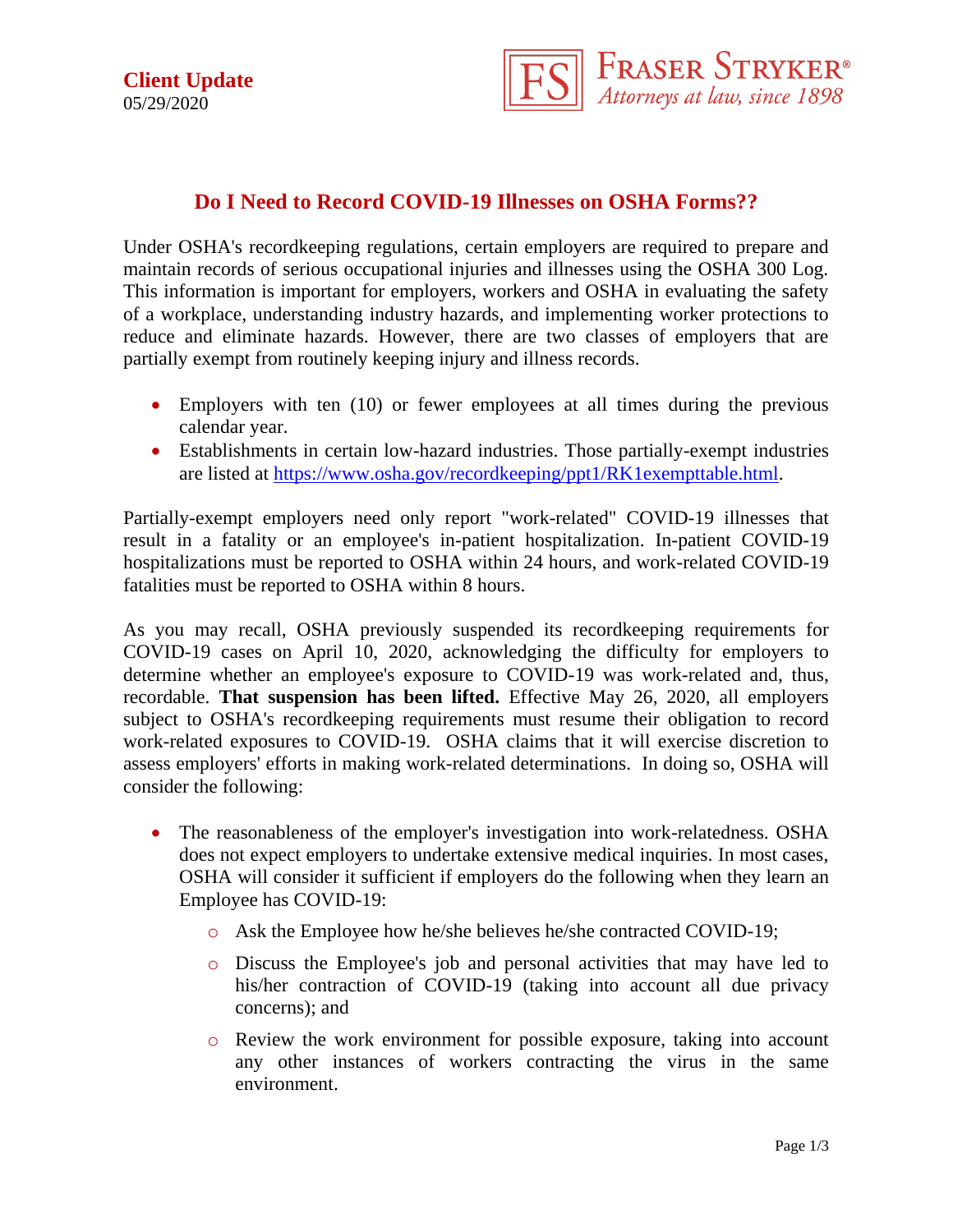**Client Update**
05/29/2020

FRASER STRYKER®
*Attorneys at law, since 1898*

# Do I Need to Record COVID-19 Illnesses on OSHA Forms??

Under OSHA's recordkeeping regulations, certain employers are required to prepare and maintain records of serious occupational injuries and illnesses using the OSHA 300 Log. This information is important for employers, workers and OSHA in evaluating the safety of a workplace, understanding industry hazards, and implementing worker protections to reduce and eliminate hazards. However, there are two classes of employers that are partially exempt from routinely keeping injury and illness records.

- Employers with ten (10) or fewer employees at all times during the previous calendar year.
- Establishments in certain low-hazard industries. Those partially-exempt industries are listed at [https://www.osha.gov/recordkeeping/ppt1/RK1exempttable.html](https://www.osha.gov/recordkeeping/ppt1/RK1exempttable.html).

Partially-exempt employers need only report "work-related" COVID-19 illnesses that result in a fatality or an employee's in-patient hospitalization. In-patient COVID-19 hospitalizations must be reported to OSHA within 24 hours, and work-related COVID-19 fatalities must be reported to OSHA within 8 hours.

As you may recall, OSHA previously suspended its recordkeeping requirements for COVID-19 cases on April 10, 2020, acknowledging the difficulty for employers to determine whether an employee's exposure to COVID-19 was work-related and, thus, recordable. **That suspension has been lifted.** Effective May 26, 2020, all employers subject to OSHA's recordkeeping requirements must resume their obligation to record work-related exposures to COVID-19. OSHA claims that it will exercise discretion to assess employers' efforts in making work-related determinations. In doing so, OSHA will consider the following:

- The reasonableness of the employer's investigation into work-relatedness. OSHA does not expect employers to undertake extensive medical inquiries. In most cases, OSHA will consider it sufficient if employers do the following when they learn an Employee has COVID-19:
    - Ask the Employee how he/she believes he/she contracted COVID-19;
    - Discuss the Employee's job and personal activities that may have led to his/her contraction of COVID-19 (taking into account all due privacy concerns); and
    - Review the work environment for possible exposure, taking into account any other instances of workers contracting the virus in the same environment.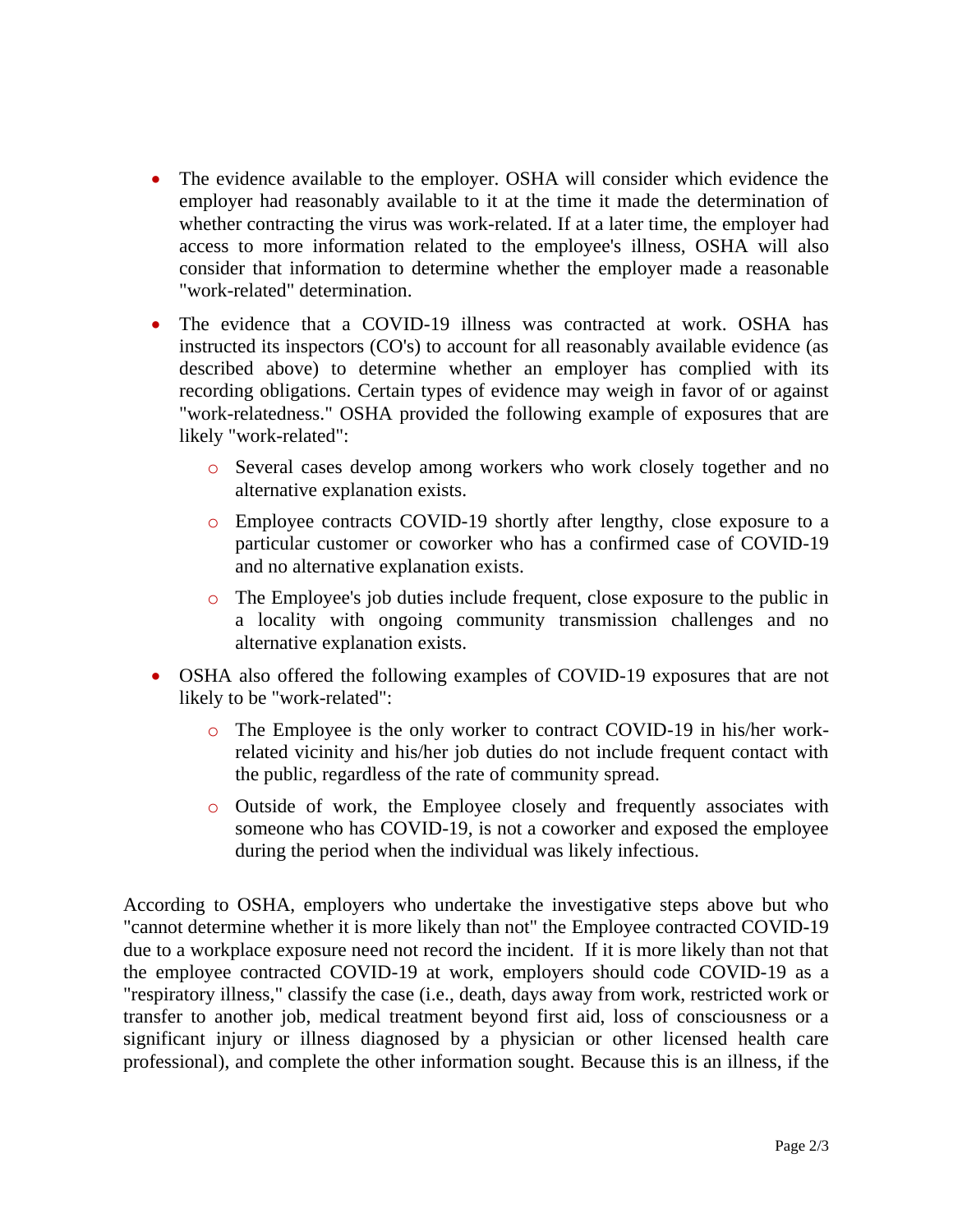- The evidence available to the employer. OSHA will consider which evidence the employer had reasonably available to it at the time it made the determination of whether contracting the virus was work-related. If at a later time, the employer had access to more information related to the employee's illness, OSHA will also consider that information to determine whether the employer made a reasonable "work-related" determination.

- The evidence that a COVID-19 illness was contracted at work. OSHA has instructed its inspectors (CO's) to account for all reasonably available evidence (as described above) to determine whether an employer has complied with its recording obligations. Certain types of evidence may weigh in favor of or against "work-relatedness." OSHA provided the following example of exposures that are likely "work-related":
    - Several cases develop among workers who work closely together and no alternative explanation exists.
    - Employee contracts COVID-19 shortly after lengthy, close exposure to a particular customer or coworker who has a confirmed case of COVID-19 and no alternative explanation exists.
    - The Employee's job duties include frequent, close exposure to the public in a locality with ongoing community transmission challenges and no alternative explanation exists.

- OSHA also offered the following examples of COVID-19 exposures that are not likely to be "work-related":
    - The Employee is the only worker to contract COVID-19 in his/her work-related vicinity and his/her job duties do not include frequent contact with the public, regardless of the rate of community spread.
    - Outside of work, the Employee closely and frequently associates with someone who has COVID-19, is not a coworker and exposed the employee during the period when the individual was likely infectious.

According to OSHA, employers who undertake the investigative steps above but who "cannot determine whether it is more likely than not" the Employee contracted COVID-19 due to a workplace exposure need not record the incident. If it is more likely than not that the employee contracted COVID-19 at work, employers should code COVID-19 as a "respiratory illness," classify the case (i.e., death, days away from work, restricted work or transfer to another job, medical treatment beyond first aid, loss of consciousness or a significant injury or illness diagnosed by a physician or other licensed health care professional), and complete the other information sought. Because this is an illness, if the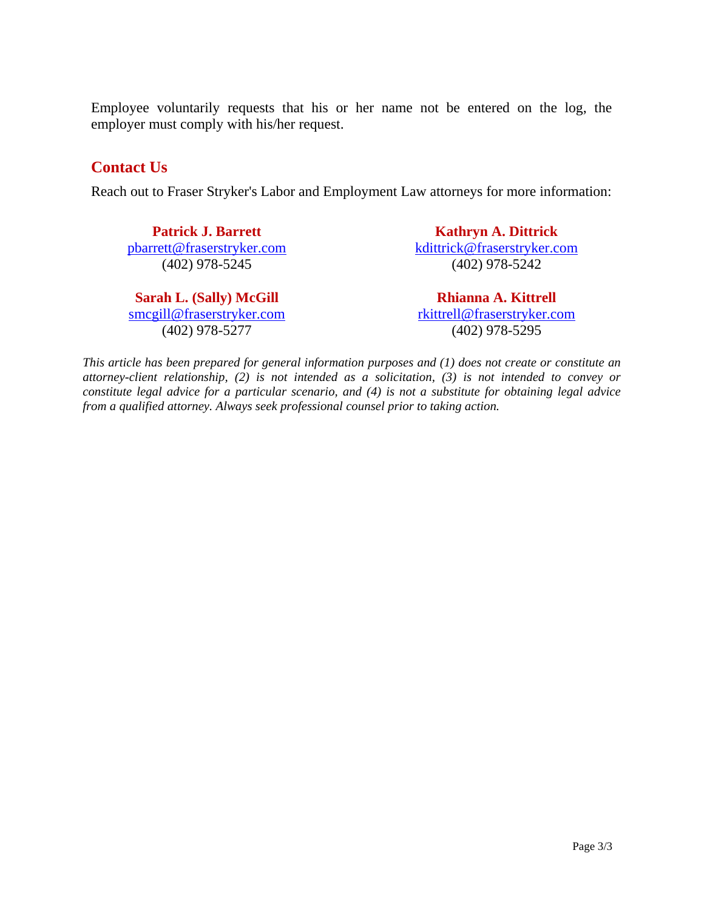Employee voluntarily requests that his or her name not be entered on the log, the employer must comply with his/her request.

## Contact Us

Reach out to Fraser Stryker's Labor and Employment Law attorneys for more information:

**Patrick J. Barrett**
pbarrett@fraserstryker.com
(402) 978-5245

**Kathryn A. Dittrick**
kdittrick@fraserstryker.com
(402) 978-5242

**Sarah L. (Sally) McGill**
smcgill@fraserstryker.com
(402) 978-5277

**Rhianna A. Kittrell**
rkittrell@fraserstryker.com
(402) 978-5295

*This article has been prepared for general information purposes and (1) does not create or constitute an attorney-client relationship, (2) is not intended as a solicitation, (3) is not intended to convey or constitute legal advice for a particular scenario, and (4) is not a substitute for obtaining legal advice from a qualified attorney. Always seek professional counsel prior to taking action.*